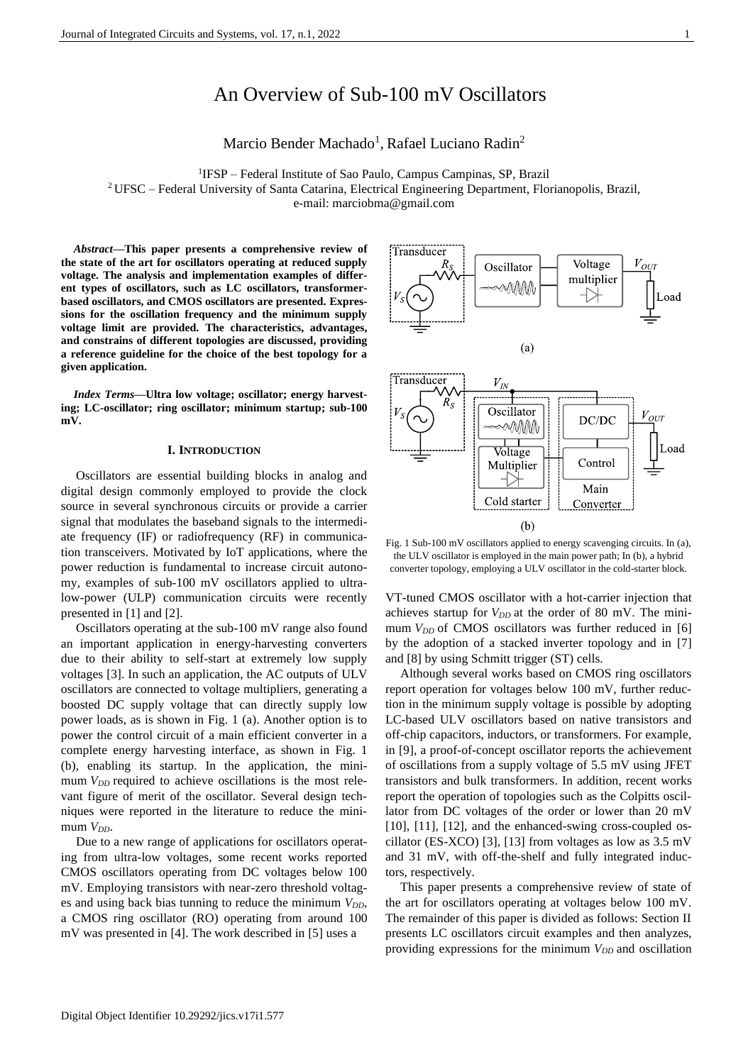# An Overview of Sub-100 mV Oscillators

Marcio Bender Machado[1], Rafael Luciano Radin[2]

[1]IFSP – Federal Institute of Sao Paulo, Campus Campinas, SP, Brazil
[2] UFSC – Federal University of Santa Catarina, Electrical Engineering Department, Florianopolis, Brazil,
e-mail: marciobma@gmail.com

***Abstract*—This paper presents a comprehensive review of the state of the art for oscillators operating at reduced supply voltage. The analysis and implementation examples of different types of oscillators, such as LC oscillators, transformer-based oscillators, and CMOS oscillators are presented. Expressions for the oscillation frequency and the minimum supply voltage limit are provided. The characteristics, advantages, and constrains of different topologies are discussed, providing a reference guideline for the choice of the best topology for a given application.**

***Index Terms*—Ultra low voltage; oscillator; energy harvesting; LC-oscillator; ring oscillator; minimum startup; sub-100 mV.**

## I. Introduction

Oscillators are essential building blocks in analog and digital design commonly employed to provide the clock source in several synchronous circuits or provide a carrier signal that modulates the baseband signals to the intermediate frequency (IF) or radiofrequency (RF) in communication transceivers. Motivated by IoT applications, where the power reduction is fundamental to increase circuit autonomy, examples of sub-100 mV oscillators applied to ultra-low-power (ULP) communication circuits were recently presented in [1] and [2].

Oscillators operating at the sub-100 mV range also found an important application in energy-harvesting converters due to their ability to self-start at extremely low supply voltages [3]. In such an application, the AC outputs of ULV oscillators are connected to voltage multipliers, generating a boosted DC supply voltage that can directly supply low power loads, as is shown in Fig. 1 (a). Another option is to power the control circuit of a main efficient converter in a complete energy harvesting interface, as shown in Fig. 1 (b), enabling its startup. In the application, the minimum $V_{DD}$ required to achieve oscillations is the most relevant figure of merit of the oscillator. Several design techniques were reported in the literature to reduce the minimum $V_{DD}$.

Due to a new range of applications for oscillators operating from ultra-low voltages, some recent works reported CMOS oscillators operating from DC voltages below 100 mV. Employing transistors with near-zero threshold voltages and using back bias tunning to reduce the minimum $V_{DD}$, a CMOS ring oscillator (RO) operating from around 100 mV was presented in [4]. The work described in [5] uses a

Fig. 1 Sub-100 mV oscillators applied to energy scavenging circuits. In (a), the ULV oscillator is employed in the main power path; In (b), a hybrid converter topology, employing a ULV oscillator in the cold-starter block.

VT-tuned CMOS oscillator with a hot-carrier injection that achieves startup for $V_{DD}$ at the order of 80 mV. The minimum $V_{DD}$ of CMOS oscillators was further reduced in [6] by the adoption of a stacked inverter topology and in [7] and [8] by using Schmitt trigger (ST) cells.

Although several works based on CMOS ring oscillators report operation for voltages below 100 mV, further reduction in the minimum supply voltage is possible by adopting LC-based ULV oscillators based on native transistors and off-chip capacitors, inductors, or transformers. For example, in [9], a proof-of-concept oscillator reports the achievement of oscillations from a supply voltage of 5.5 mV using JFET transistors and bulk transformers. In addition, recent works report the operation of topologies such as the Colpitts oscillator from DC voltages of the order or lower than 20 mV [10], [11], [12], and the enhanced-swing cross-coupled oscillator (ES-XCO) [3], [13] from voltages as low as 3.5 mV and 31 mV, with off-the-shelf and fully integrated inductors, respectively.

This paper presents a comprehensive review of state of the art for oscillators operating at voltages below 100 mV. The remainder of this paper is divided as follows: Section II presents LC oscillators circuit examples and then analyzes, providing expressions for the minimum $V_{DD}$ and oscillation

Digital Object Identifier 10.29292/jics.v17i1.577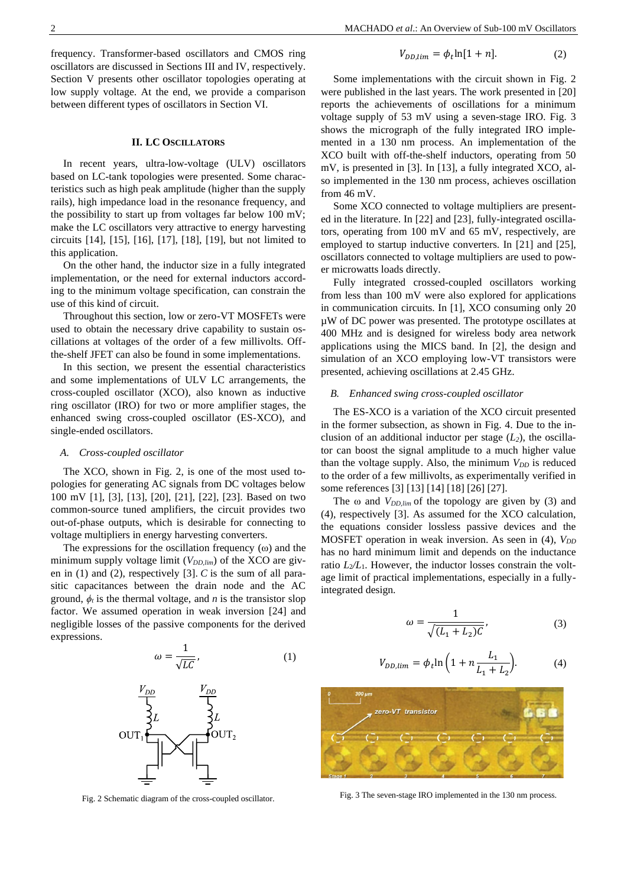frequency. Transformer-based oscillators and CMOS ring oscillators are discussed in Sections III and IV, respectively. Section V presents other oscillator topologies operating at low supply voltage. At the end, we provide a comparison between different types of oscillators in Section VI.

## II. LC Oscillators

In recent years, ultra-low-voltage (ULV) oscillators based on LC-tank topologies were presented. Some characteristics such as high peak amplitude (higher than the supply rails), high impedance load in the resonance frequency, and the possibility to start up from voltages far below 100 mV; make the LC oscillators very attractive to energy harvesting circuits [14], [15], [16], [17], [18], [19], but not limited to this application.

On the other hand, the inductor size in a fully integrated implementation, or the need for external inductors according to the minimum voltage specification, can constrain the use of this kind of circuit.

Throughout this section, low or zero-VT MOSFETs were used to obtain the necessary drive capability to sustain oscillations at voltages of the order of a few millivolts. Off-the-shelf JFET can also be found in some implementations.

In this section, we present the essential characteristics and some implementations of ULV LC arrangements, the cross-coupled oscillator (XCO), also known as inductive ring oscillator (IRO) for two or more amplifier stages, the enhanced swing cross-coupled oscillator (ES-XCO), and single-ended oscillators.

### *A. Cross-coupled oscillator*

The XCO, shown in Fig. 2, is one of the most used topologies for generating AC signals from DC voltages below 100 mV [1], [3], [13], [20], [21], [22], [23]. Based on two common-source tuned amplifiers, the circuit provides two out-of-phase outputs, which is desirable for connecting to voltage multipliers in energy harvesting converters.

The expressions for the oscillation frequency (ω) and the minimum supply voltage limit ($V_{DD,lim}$) of the XCO are given in (1) and (2), respectively [3]. $C$ is the sum of all parasitic capacitances between the drain node and the AC ground, $\phi_t$ is the thermal voltage, and $n$ is the transistor slop factor. We assumed operation in weak inversion [24] and negligible losses of the passive components for the derived expressions.

$$\omega = \frac{1}{\sqrt{LC}}, \tag{1}$$

Fig. 2 Schematic diagram of the cross-coupled oscillator.

$$V_{DD,lim} = \phi_t \ln[1 + n]. \tag{2}$$

Some implementations with the circuit shown in Fig. 2 were published in the last years. The work presented in [20] reports the achievements of oscillations for a minimum voltage supply of 53 mV using a seven-stage IRO. Fig. 3 shows the micrograph of the fully integrated IRO implemented in a 130 nm process. An implementation of the XCO built with off-the-shelf inductors, operating from 50 mV, is presented in [3]. In [13], a fully integrated XCO, also implemented in the 130 nm process, achieves oscillation from 46 mV.

Some XCO connected to voltage multipliers are presented in the literature. In [22] and [23], fully-integrated oscillators, operating from 100 mV and 65 mV, respectively, are employed to startup inductive converters. In [21] and [25], oscillators connected to voltage multipliers are used to power microwatts loads directly.

Fully integrated crossed-coupled oscillators working from less than 100 mV were also explored for applications in communication circuits. In [1], XCO consuming only 20 µW of DC power was presented. The prototype oscillates at 400 MHz and is designed for wireless body area network applications using the MICS band. In [2], the design and simulation of an XCO employing low-VT transistors were presented, achieving oscillations at 2.45 GHz.

### *B. Enhanced swing cross-coupled oscillator*

The ES-XCO is a variation of the XCO circuit presented in the former subsection, as shown in Fig. 4. Due to the inclusion of an additional inductor per stage ($L_2$), the oscillator can boost the signal amplitude to a much higher value than the voltage supply. Also, the minimum $V_{DD}$ is reduced to the order of a few millivolts, as experimentally verified in some references [3] [13] [14] [18] [26] [27].

The ω and $V_{DD,lim}$ of the topology are given by (3) and (4), respectively [3]. As assumed for the XCO calculation, the equations consider lossless passive devices and the MOSFET operation in weak inversion. As seen in (4), $V_{DD}$ has no hard minimum limit and depends on the inductance ratio $L_2/L_1$. However, the inductor losses constrain the voltage limit of practical implementations, especially in a fully-integrated design.

$$\omega = \frac{1}{\sqrt{(L_1 + L_2)C}}, \tag{3}$$

$$V_{DD,lim} = \phi_t \ln\left(1 + n\frac{L_1}{L_1 + L_2}\right). \tag{4}$$

Fig. 3 The seven-stage IRO implemented in the 130 nm process.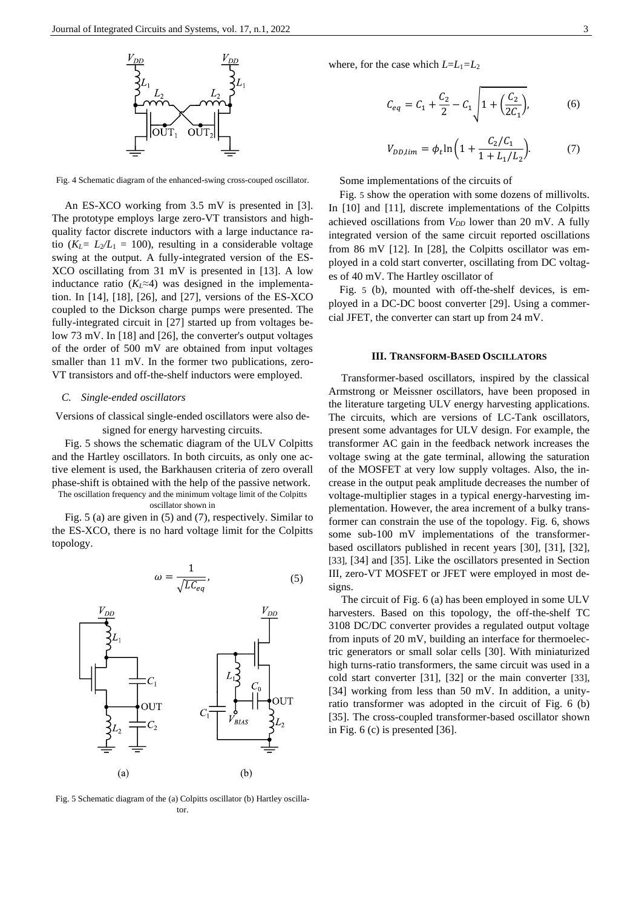Fig. 4 Schematic diagram of the enhanced-swing cross-couped oscillator.

An ES-XCO working from 3.5 mV is presented in [3]. The prototype employs large zero-VT transistors and high-quality factor discrete inductors with a large inductance ratio ($K_L = L_2/L_1 = 100$), resulting in a considerable voltage swing at the output. A fully-integrated version of the ES-XCO oscillating from 31 mV is presented in [13]. A low inductance ratio ($K_L \approx 4$) was designed in the implementation. In [14], [18], [26], and [27], versions of the ES-XCO coupled to the Dickson charge pumps were presented. The fully-integrated circuit in [27] started up from voltages below 73 mV. In [18] and [26], the converter's output voltages of the order of 500 mV are obtained from input voltages smaller than 11 mV. In the former two publications, zero-VT transistors and off-the-shelf inductors were employed.

### C. Single-ended oscillators

Versions of classical single-ended oscillators were also designed for energy harvesting circuits.

Fig. 5 shows the schematic diagram of the ULV Colpitts and the Hartley oscillators. In both circuits, as only one active element is used, the Barkhausen criteria of zero overall phase-shift is obtained with the help of the passive network. The oscillation frequency and the minimum voltage limit of the Colpitts oscillator shown in Fig. 5 (a) are given in (5) and (7), respectively. Similar to the ES-XCO, there is no hard voltage limit for the Colpitts topology.

$$\omega = \frac{1}{\sqrt{LC_{eq}}}, \tag{5}$$

Fig. 5 Schematic diagram of the (a) Colpitts oscillator (b) Hartley oscillator.

where, for the case which $L=L_1=L_2$

$$C_{eq} = C_1 + \frac{C_2}{2} - C_1\sqrt{1+\left(\frac{C_2}{2C_1}\right)}, \tag{6}$$

$$V_{DD,lim} = \phi_t \ln\left(1 + \frac{C_2/C_1}{1+L_1/L_2}\right). \tag{7}$$

Some implementations of the circuits of Fig. 5 show the operation with some dozens of millivolts. In [10] and [11], discrete implementations of the Colpitts achieved oscillations from $V_{DD}$ lower than 20 mV. A fully integrated version of the same circuit reported oscillations from 86 mV [12]. In [28], the Colpitts oscillator was employed in a cold start converter, oscillating from DC voltages of 40 mV. The Hartley oscillator of Fig. 5 (b), mounted with off-the-shelf devices, is employed in a DC-DC boost converter [29]. Using a commercial JFET, the converter can start up from 24 mV.

## III. Transform-Based Oscillators

Transformer-based oscillators, inspired by the classical Armstrong or Meissner oscillators, have been proposed in the literature targeting ULV energy harvesting applications. The circuits, which are versions of LC-Tank oscillators, present some advantages for ULV design. For example, the transformer AC gain in the feedback network increases the voltage swing at the gate terminal, allowing the saturation of the MOSFET at very low supply voltages. Also, the increase in the output peak amplitude decreases the number of voltage-multiplier stages in a typical energy-harvesting implementation. However, the area increment of a bulky transformer can constrain the use of the topology. Fig. 6, shows some sub-100 mV implementations of the transformer-based oscillators published in recent years [30], [31], [32], [33], [34] and [35]. Like the oscillators presented in Section III, zero-VT MOSFET or JFET were employed in most designs.

The circuit of Fig. 6 (a) has been employed in some ULV harvesters. Based on this topology, the off-the-shelf TC 3108 DC/DC converter provides a regulated output voltage from inputs of 20 mV, building an interface for thermoelectric generators or small solar cells [30]. With miniaturized high turns-ratio transformers, the same circuit was used in a cold start converter [31], [32] or the main converter [33], [34] working from less than 50 mV. In addition, a unity-ratio transformer was adopted in the circuit of Fig. 6 (b) [35]. The cross-coupled transformer-based oscillator shown in Fig. 6 (c) is presented [36].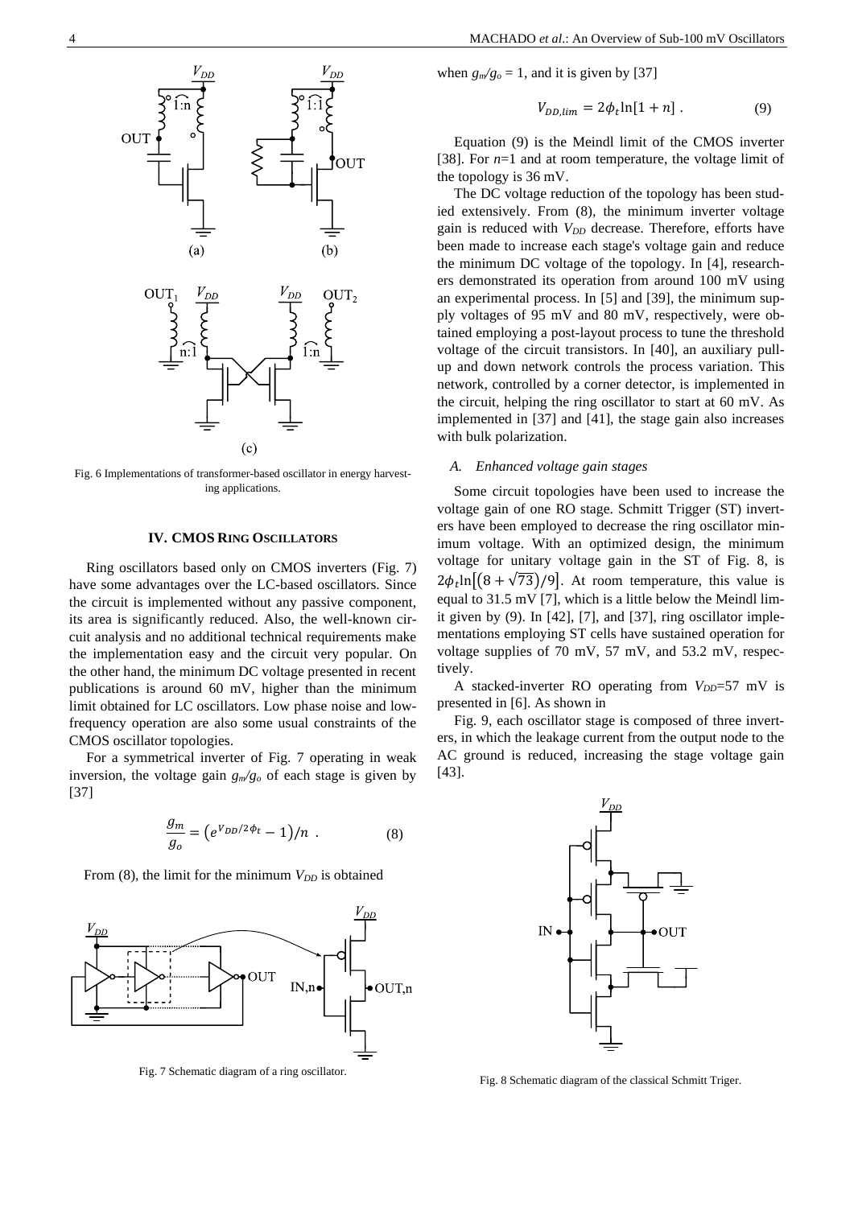Fig. 6 Implementations of transformer-based oscillator in energy harvesting applications.

## IV. CMOS Ring Oscillators

Ring oscillators based only on CMOS inverters (Fig. 7) have some advantages over the LC-based oscillators. Since the circuit is implemented without any passive component, its area is significantly reduced. Also, the well-known circuit analysis and no additional technical requirements make the implementation easy and the circuit very popular. On the other hand, the minimum DC voltage presented in recent publications is around 60 mV, higher than the minimum limit obtained for LC oscillators. Low phase noise and low-frequency operation are also some usual constraints of the CMOS oscillator topologies.

For a symmetrical inverter of Fig. 7 operating in weak inversion, the voltage gain $g_m/g_o$ of each stage is given by [37]

$$\frac{g_m}{g_o} = \left(e^{V_{DD}/2\phi_t} - 1\right)/n \ . \tag{8}$$

From (8), the limit for the minimum $V_{DD}$ is obtained

Fig. 7 Schematic diagram of a ring oscillator.

when $g_m/g_o = 1$, and it is given by [37]

$$V_{DD,lim} = 2\phi_t \ln[1 + n] \ . \tag{9}$$

Equation (9) is the Meindl limit of the CMOS inverter [38]. For $n$=1 and at room temperature, the voltage limit of the topology is 36 mV.

The DC voltage reduction of the topology has been studied extensively. From (8), the minimum inverter voltage gain is reduced with $V_{DD}$ decrease. Therefore, efforts have been made to increase each stage's voltage gain and reduce the minimum DC voltage of the topology. In [4], researchers demonstrated its operation from around 100 mV using an experimental process. In [5] and [39], the minimum supply voltages of 95 mV and 80 mV, respectively, were obtained employing a post-layout process to tune the threshold voltage of the circuit transistors. In [40], an auxiliary pull-up and down network controls the process variation. This network, controlled by a corner detector, is implemented in the circuit, helping the ring oscillator to start at 60 mV. As implemented in [37] and [41], the stage gain also increases with bulk polarization.

### A. Enhanced voltage gain stages

Some circuit topologies have been used to increase the voltage gain of one RO stage. Schmitt Trigger (ST) inverters have been employed to decrease the ring oscillator minimum voltage. With an optimized design, the minimum voltage for unitary voltage gain in the ST of Fig. 8, is $2\phi_t \ln\left[\left(8 + \sqrt{73}\right)/9\right]$. At room temperature, this value is equal to 31.5 mV [7], which is a little below the Meindl limit given by (9). In [42], [7], and [37], ring oscillator implementations employing ST cells have sustained operation for voltage supplies of 70 mV, 57 mV, and 53.2 mV, respectively.

A stacked-inverter RO operating from $V_{DD}$=57 mV is presented in [6]. As shown in

Fig. 9, each oscillator stage is composed of three inverters, in which the leakage current from the output node to the AC ground is reduced, increasing the stage voltage gain [43].

Fig. 8 Schematic diagram of the classical Schmitt Triger.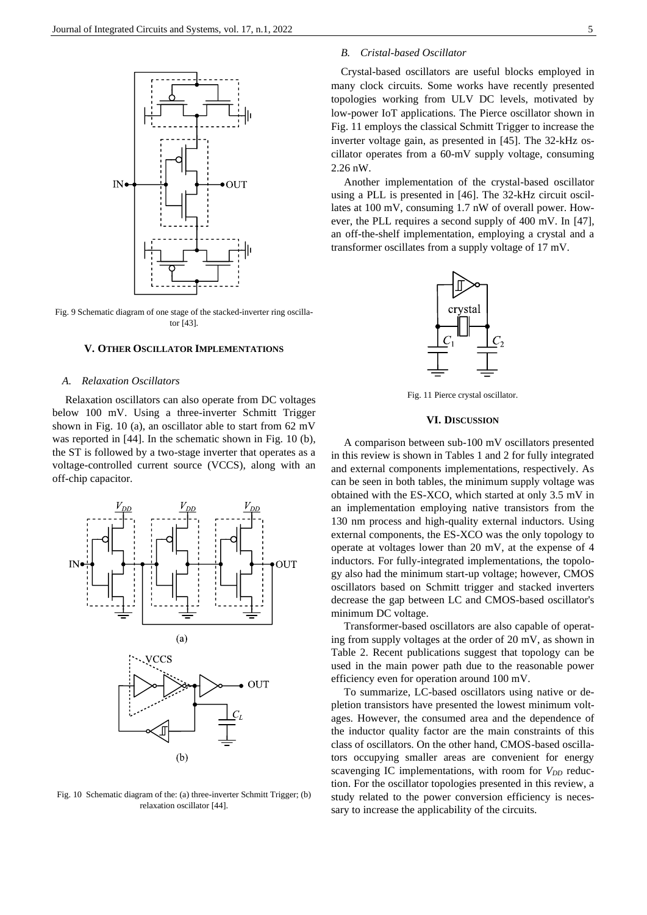Fig. 9 Schematic diagram of one stage of the stacked-inverter ring oscillator [43].

## V. Other Oscillator Implementations

### A. Relaxation Oscillators

Relaxation oscillators can also operate from DC voltages below 100 mV. Using a three-inverter Schmitt Trigger shown in Fig. 10 (a), an oscillator able to start from 62 mV was reported in [44]. In the schematic shown in Fig. 10 (b), the ST is followed by a two-stage inverter that operates as a voltage-controlled current source (VCCS), along with an off-chip capacitor.

Fig. 10 Schematic diagram of the: (a) three-inverter Schmitt Trigger; (b) relaxation oscillator [44].

### B. Cristal-based Oscillator

Crystal-based oscillators are useful blocks employed in many clock circuits. Some works have recently presented topologies working from ULV DC levels, motivated by low-power IoT applications. The Pierce oscillator shown in Fig. 11 employs the classical Schmitt Trigger to increase the inverter voltage gain, as presented in [45]. The 32-kHz oscillator operates from a 60-mV supply voltage, consuming 2.26 nW.

Another implementation of the crystal-based oscillator using a PLL is presented in [46]. The 32-kHz circuit oscillates at 100 mV, consuming 1.7 nW of overall power. However, the PLL requires a second supply of 400 mV. In [47], an off-the-shelf implementation, employing a crystal and a transformer oscillates from a supply voltage of 17 mV.

Fig. 11 Pierce crystal oscillator.

## VI. Discussion

A comparison between sub-100 mV oscillators presented in this review is shown in Tables 1 and 2 for fully integrated and external components implementations, respectively. As can be seen in both tables, the minimum supply voltage was obtained with the ES-XCO, which started at only 3.5 mV in an implementation employing native transistors from the 130 nm process and high-quality external inductors. Using external components, the ES-XCO was the only topology to operate at voltages lower than 20 mV, at the expense of 4 inductors. For fully-integrated implementations, the topology also had the minimum start-up voltage; however, CMOS oscillators based on Schmitt trigger and stacked inverters decrease the gap between LC and CMOS-based oscillator's minimum DC voltage.

Transformer-based oscillators are also capable of operating from supply voltages at the order of 20 mV, as shown in Table 2. Recent publications suggest that topology can be used in the main power path due to the reasonable power efficiency even for operation around 100 mV.

To summarize, LC-based oscillators using native or depletion transistors have presented the lowest minimum voltages. However, the consumed area and the dependence of the inductor quality factor are the main constraints of this class of oscillators. On the other hand, CMOS-based oscillators occupying smaller areas are convenient for energy scavenging IC implementations, with room for $V_{DD}$ reduction. For the oscillator topologies presented in this review, a study related to the power conversion efficiency is necessary to increase the applicability of the circuits.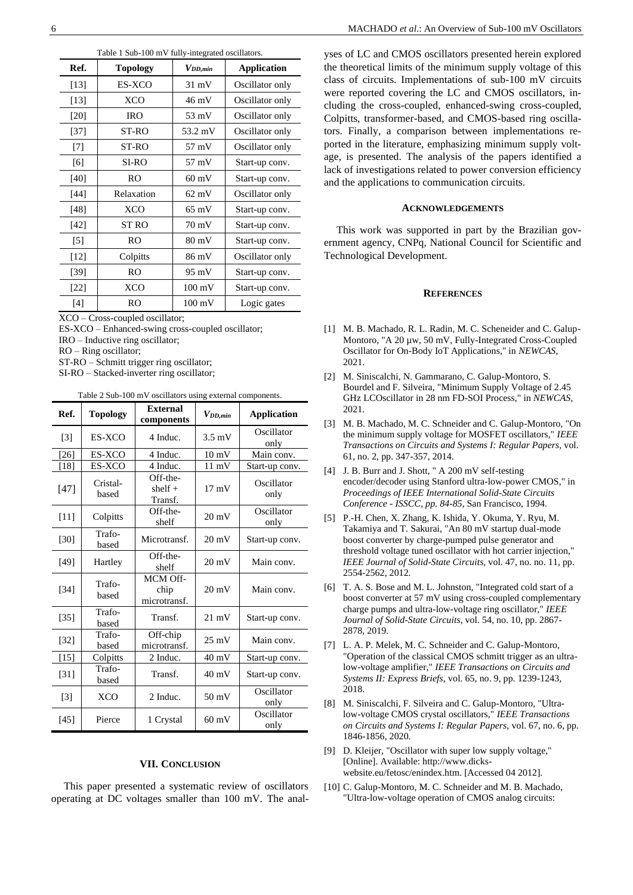Table 1 Sub-100 mV fully-integrated oscillators.

| Ref. | Topology | $V_{DD,min}$ | Application |
|---|---|---|---|
| [13] | ES-XCO | 31 mV | Oscillator only |
| [13] | XCO | 46 mV | Oscillator only |
| [20] | IRO | 53 mV | Oscillator only |
| [37] | ST-RO | 53.2 mV | Oscillator only |
| [7] | ST-RO | 57 mV | Oscillator only |
| [6] | SI-RO | 57 mV | Start-up conv. |
| [40] | RO | 60 mV | Start-up conv. |
| [44] | Relaxation | 62 mV | Oscillator only |
| [48] | XCO | 65 mV | Start-up conv. |
| [42] | ST RO | 70 mV | Start-up conv. |
| [5] | RO | 80 mV | Start-up conv. |
| [12] | Colpitts | 86 mV | Oscillator only |
| [39] | RO | 95 mV | Start-up conv. |
| [22] | XCO | 100 mV | Start-up conv. |
| [4] | RO | 100 mV | Logic gates |

XCO – Cross-coupled oscillator;
ES-XCO – Enhanced-swing cross-coupled oscillator;
IRO – Inductive ring oscillator;
RO – Ring oscillator;
ST-RO – Schmitt trigger ring oscillator;
SI-RO – Stacked-inverter ring oscillator;

Table 2 Sub-100 mV oscillators using external components.

| Ref. | Topology | External components | $V_{DD,min}$ | Application |
|---|---|---|---|---|
| [3] | ES-XCO | 4 Induc. | 3.5 mV | Oscillator only |
| [26] | ES-XCO | 4 Induc. | 10 mV | Main conv. |
| [18] | ES-XCO | 4 Induc. | 11 mV | Start-up conv. |
| [47] | Cristal-based | Off-the-shelf + Transf. | 17 mV | Oscillator only |
| [11] | Colpitts | Off-the-shelf | 20 mV | Oscillator only |
| [30] | Trafo-based | Microtransf. | 20 mV | Start-up conv. |
| [49] | Hartley | Off-the-shelf | 20 mV | Main conv. |
| [34] | Trafo-based | MCM Off-chip microtransf. | 20 mV | Main conv. |
| [35] | Trafo-based | Transf. | 21 mV | Start-up conv. |
| [32] | Trafo-based | Off-chip microtransf. | 25 mV | Main conv. |
| [15] | Colpitts | 2 Induc. | 40 mV | Start-up conv. |
| [31] | Trafo-based | Transf. | 40 mV | Start-up conv. |
| [3] | XCO | 2 Induc. | 50 mV | Oscillator only |
| [45] | Pierce | 1 Crystal | 60 mV | Oscillator only |

## VII. Conclusion

This paper presented a systematic review of oscillators operating at DC voltages smaller than 100 mV. The analyses of LC and CMOS oscillators presented herein explored the theoretical limits of the minimum supply voltage of this class of circuits. Implementations of sub-100 mV circuits were reported covering the LC and CMOS oscillators, including the cross-coupled, enhanced-swing cross-coupled, Colpitts, transformer-based, and CMOS-based ring oscillators. Finally, a comparison between implementations reported in the literature, emphasizing minimum supply voltage, is presented. The analysis of the papers identified a lack of investigations related to power conversion efficiency and the applications to communication circuits.

## Acknowledgements

This work was supported in part by the Brazilian government agency, CNPq, National Council for Scientific and Technological Development.

## References

[1] M. B. Machado, R. L. Radin, M. C. Scheneider and C. Galup-Montoro, "A 20 µw, 50 mV, Fully-Integrated Cross-Coupled Oscillator for On-Body IoT Applications," in *NEWCAS*, 2021.

[2] M. Siniscalchi, N. Gammarano, C. Galup-Montoro, S. Bourdel and F. Silveira, "Minimum Supply Voltage of 2.45 GHz LCOscillator in 28 nm FD-SOI Process," in *NEWCAS*, 2021.

[3] M. B. Machado, M. C. Schneider and C. Galup-Montoro, "On the minimum supply voltage for MOSFET oscillators," *IEEE Transactions on Circuits and Systems I: Regular Papers*, vol. 61, no. 2, pp. 347-357, 2014.

[4] J. B. Burr and J. Shott, " A 200 mV self-testing encoder/decoder using Stanford ultra-low-power CMOS," in *Proceedings of IEEE International Solid-State Circuits Conference - ISSCC, pp. 84-85*, San Francisco, 1994.

[5] P.-H. Chen, X. Zhang, K. Ishida, Y. Okuma, Y. Ryu, M. Takamiya and T. Sakurai, "An 80 mV startup dual-mode boost converter by charge-pumped pulse generator and threshold voltage tuned oscillator with hot carrier injection," *IEEE Journal of Solid-State Circuits*, vol. 47, no. no. 11, pp. 2554-2562, 2012.

[6] T. A. S. Bose and M. L. Johnston, "Integrated cold start of a boost converter at 57 mV using cross-coupled complementary charge pumps and ultra-low-voltage ring oscillator," *IEEE Journal of Solid-State Circuits*, vol. 54, no. 10, pp. 2867-2878, 2019.

[7] L. A. P. Melek, M. C. Schneider and C. Galup-Montoro, "Operation of the classical CMOS schmitt trigger as an ultra-low-voltage amplifier," *IEEE Transactions on Circuits and Systems II: Express Briefs*, vol. 65, no. 9, pp. 1239-1243, 2018.

[8] M. Siniscalchi, F. Silveira and C. Galup-Montoro, "Ultra-low-voltage CMOS crystal oscillators," *IEEE Transactions on Circuits and Systems I: Regular Papers*, vol. 67, no. 6, pp. 1846-1856, 2020.

[9] D. Kleijer, "Oscillator with super low supply voltage," [Online]. Available: http://www.dicks-website.eu/fetosc/enindex.htm. [Accessed 04 2012].

[10] C. Galup-Montoro, M. C. Schneider and M. B. Machado, "Ultra-low-voltage operation of CMOS analog circuits: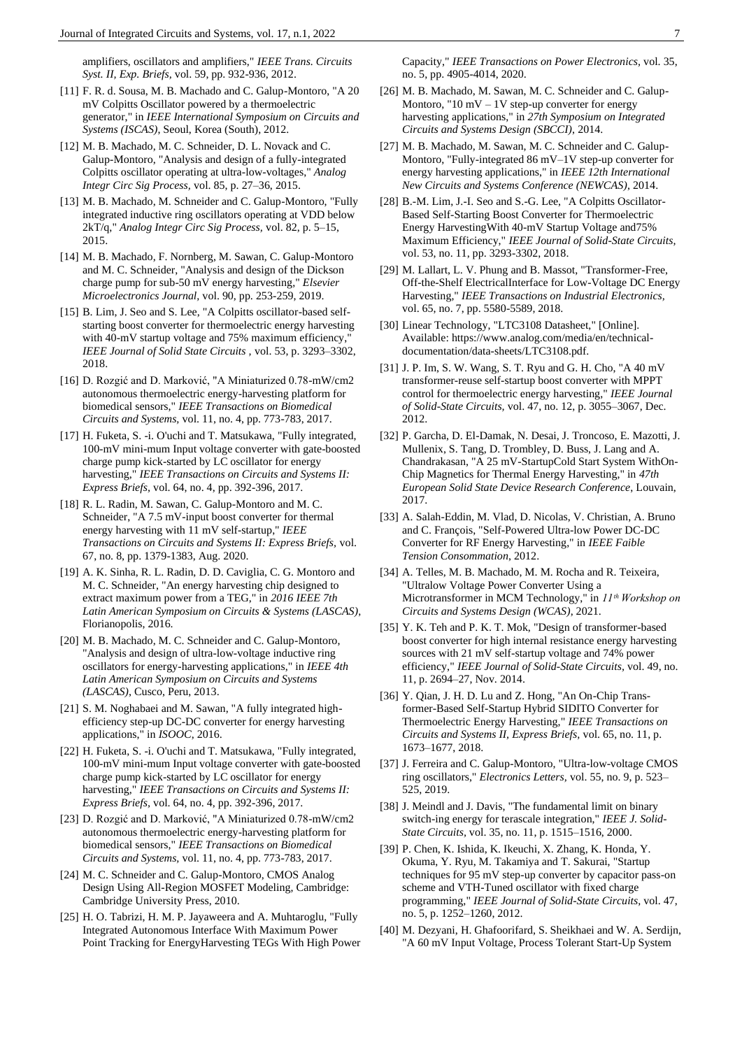amplifiers, oscillators and amplifiers," *IEEE Trans. Circuits Syst. II, Exp. Briefs*, vol. 59, pp. 932-936, 2012.

[11] F. R. d. Sousa, M. B. Machado and C. Galup-Montoro, "A 20 mV Colpitts Oscillator powered by a thermoelectric generator," in *IEEE International Symposium on Circuits and Systems (ISCAS)*, Seoul, Korea (South), 2012.

[12] M. B. Machado, M. C. Schneider, D. L. Novack and C. Galup-Montoro, "Analysis and design of a fully-integrated Colpitts oscillator operating at ultra-low-voltages," *Analog Integr Circ Sig Process*, vol. 85, p. 27–36, 2015.

[13] M. B. Machado, M. Schneider and C. Galup-Montoro, "Fully integrated inductive ring oscillators operating at VDD below 2kT/q," *Analog Integr Circ Sig Process*, vol. 82, p. 5–15, 2015.

[14] M. B. Machado, F. Nornberg, M. Sawan, C. Galup-Montoro and M. C. Schneider, "Analysis and design of the Dickson charge pump for sub-50 mV energy harvesting," *Elsevier Microelectronics Journal*, vol. 90, pp. 253-259, 2019.

[15] B. Lim, J. Seo and S. Lee, "A Colpitts oscillator-based self-starting boost converter for thermoelectric energy harvesting with 40-mV startup voltage and 75% maximum efficiency," *IEEE Journal of Solid State Circuits* , vol. 53, p. 3293–3302, 2018.

[16] D. Rozgić and D. Marković, "A Miniaturized 0.78-mW/cm2 autonomous thermoelectric energy-harvesting platform for biomedical sensors," *IEEE Transactions on Biomedical Circuits and Systems*, vol. 11, no. 4, pp. 773-783, 2017.

[17] H. Fuketa, S. -i. O'uchi and T. Matsukawa, "Fully integrated, 100-mV mini-mum Input voltage converter with gate-boosted charge pump kick-started by LC oscillator for energy harvesting," *IEEE Transactions on Circuits and Systems II: Express Briefs*, vol. 64, no. 4, pp. 392-396, 2017.

[18] R. L. Radin, M. Sawan, C. Galup-Montoro and M. C. Schneider, "A 7.5 mV-input boost converter for thermal energy harvesting with 11 mV self-startup," *IEEE Transactions on Circuits and Systems II: Express Briefs*, vol. 67, no. 8, pp. 1379-1383, Aug. 2020.

[19] A. K. Sinha, R. L. Radin, D. D. Caviglia, C. G. Montoro and M. C. Schneider, "An energy harvesting chip designed to extract maximum power from a TEG," in *2016 IEEE 7th Latin American Symposium on Circuits & Systems (LASCAS)*, Florianopolis, 2016.

[20] M. B. Machado, M. C. Schneider and C. Galup-Montoro, "Analysis and design of ultra-low-voltage inductive ring oscillators for energy-harvesting applications," in *IEEE 4th Latin American Symposium on Circuits and Systems (LASCAS)*, Cusco, Peru, 2013.

[21] S. M. Noghabaei and M. Sawan, "A fully integrated high-efficiency step-up DC-DC converter for energy harvesting applications," in *ISOOC*, 2016.

[22] H. Fuketa, S. -i. O'uchi and T. Matsukawa, "Fully integrated, 100-mV mini-mum Input voltage converter with gate-boosted charge pump kick-started by LC oscillator for energy harvesting," *IEEE Transactions on Circuits and Systems II: Express Briefs*, vol. 64, no. 4, pp. 392-396, 2017.

[23] D. Rozgić and D. Marković, "A Miniaturized 0.78-mW/cm2 autonomous thermoelectric energy-harvesting platform for biomedical sensors," *IEEE Transactions on Biomedical Circuits and Systems*, vol. 11, no. 4, pp. 773-783, 2017.

[24] M. C. Schneider and C. Galup-Montoro, CMOS Analog Design Using All-Region MOSFET Modeling, Cambridge: Cambridge University Press, 2010.

[25] H. O. Tabrizi, H. M. P. Jayaweera and A. Muhtaroglu, "Fully Integrated Autonomous Interface With Maximum Power Point Tracking for EnergyHarvesting TEGs With High Power Capacity," *IEEE Transactions on Power Electronics*, vol. 35, no. 5, pp. 4905-4014, 2020.

[26] M. B. Machado, M. Sawan, M. C. Schneider and C. Galup-Montoro, "10 mV – 1V step-up converter for energy harvesting applications," in *27th Symposium on Integrated Circuits and Systems Design (SBCCI)*, 2014.

[27] M. B. Machado, M. Sawan, M. C. Schneider and C. Galup-Montoro, "Fully-integrated 86 mV–1V step-up converter for energy harvesting applications," in *IEEE 12th International New Circuits and Systems Conference (NEWCAS)*, 2014.

[28] B.-M. Lim, J.-I. Seo and S.-G. Lee, "A Colpitts Oscillator-Based Self-Starting Boost Converter for Thermoelectric Energy HarvestingWith 40-mV Startup Voltage and75% Maximum Efficiency," *IEEE Journal of Solid-State Circuits*, vol. 53, no. 11, pp. 3293-3302, 2018.

[29] M. Lallart, L. V. Phung and B. Massot, "Transformer-Free, Off-the-Shelf ElectricalInterface for Low-Voltage DC Energy Harvesting," *IEEE Transactions on Industrial Electronics*, vol. 65, no. 7, pp. 5580-5589, 2018.

[30] Linear Technology, "LTC3108 Datasheet," [Online]. Available: https://www.analog.com/media/en/technical-documentation/data-sheets/LTC3108.pdf.

[31] J. P. Im, S. W. Wang, S. T. Ryu and G. H. Cho, "A 40 mV transformer-reuse self-startup boost converter with MPPT control for thermoelectric energy harvesting," *IEEE Journal of Solid-State Circuits*, vol. 47, no. 12, p. 3055–3067, Dec. 2012.

[32] P. Garcha, D. El-Damak, N. Desai, J. Troncoso, E. Mazotti, J. Mullenix, S. Tang, D. Trombley, D. Buss, J. Lang and A. Chandrakasan, "A 25 mV-StartupCold Start System WithOn-Chip Magnetics for Thermal Energy Harvesting," in *47th European Solid State Device Research Conference*, Louvain, 2017.

[33] A. Salah-Eddin, M. Vlad, D. Nicolas, V. Christian, A. Bruno and C. François, "Self-Powered Ultra-low Power DC-DC Converter for RF Energy Harvesting," in *IEEE Faible Tension Consommation*, 2012.

[34] A. Telles, M. B. Machado, M. M. Rocha and R. Teixeira, "Ultralow Voltage Power Converter Using a Microtransformer in MCM Technology," in *11th Workshop on Circuits and Systems Design (WCAS)*, 2021.

[35] Y. K. Teh and P. K. T. Mok, "Design of transformer-based boost converter for high internal resistance energy harvesting sources with 21 mV self-startup voltage and 74% power efficiency," *IEEE Journal of Solid-State Circuits*, vol. 49, no. 11, p. 2694–27, Nov. 2014.

[36] Y. Qian, J. H. D. Lu and Z. Hong, "An On-Chip Trans-former-Based Self-Startup Hybrid SIDITO Converter for Thermoelectric Energy Harvesting," *IEEE Transactions on Circuits and Systems II, Express Briefs*, vol. 65, no. 11, p. 1673–1677, 2018.

[37] J. Ferreira and C. Galup-Montoro, "Ultra-low-voltage CMOS ring oscillators," *Electronics Letters*, vol. 55, no. 9, p. 523–525, 2019.

[38] J. Meindl and J. Davis, "The fundamental limit on binary switch-ing energy for terascale integration," *IEEE J. Solid-State Circuits*, vol. 35, no. 11, p. 1515–1516, 2000.

[39] P. Chen, K. Ishida, K. Ikeuchi, X. Zhang, K. Honda, Y. Okuma, Y. Ryu, M. Takamiya and T. Sakurai, "Startup techniques for 95 mV step-up converter by capacitor pass-on scheme and VTH-Tuned oscillator with fixed charge programming," *IEEE Journal of Solid-State Circuits*, vol. 47, no. 5, p. 1252–1260, 2012.

[40] M. Dezyani, H. Ghafoorifard, S. Sheikhaei and W. A. Serdijn, "A 60 mV Input Voltage, Process Tolerant Start-Up System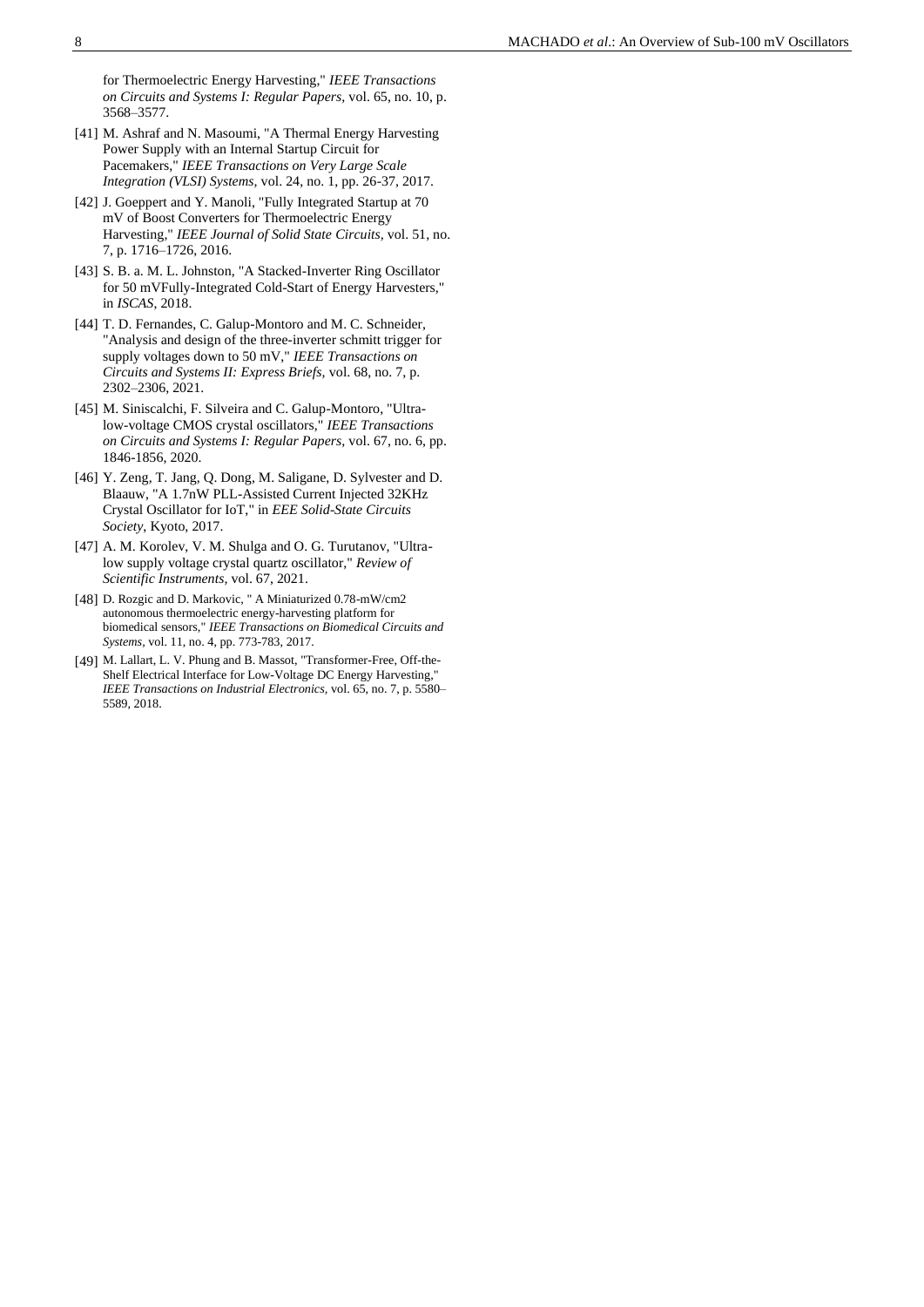for Thermoelectric Energy Harvesting," *IEEE Transactions on Circuits and Systems I: Regular Papers,* vol. 65, no. 10, p. 3568–3577.

[41] M. Ashraf and N. Masoumi, "A Thermal Energy Harvesting Power Supply with an Internal Startup Circuit for Pacemakers," *IEEE Transactions on Very Large Scale Integration (VLSI) Systems,* vol. 24, no. 1, pp. 26-37, 2017.

[42] J. Goeppert and Y. Manoli, "Fully Integrated Startup at 70 mV of Boost Converters for Thermoelectric Energy Harvesting," *IEEE Journal of Solid State Circuits,* vol. 51, no. 7, p. 1716–1726, 2016.

[43] S. B. a. M. L. Johnston, "A Stacked-Inverter Ring Oscillator for 50 mVFully-Integrated Cold-Start of Energy Harvesters," in *ISCAS*, 2018.

[44] T. D. Fernandes, C. Galup-Montoro and M. C. Schneider, "Analysis and design of the three-inverter schmitt trigger for supply voltages down to 50 mV," *IEEE Transactions on Circuits and Systems II: Express Briefs,* vol. 68, no. 7, p. 2302–2306, 2021.

[45] M. Siniscalchi, F. Silveira and C. Galup-Montoro, "Ultra-low-voltage CMOS crystal oscillators," *IEEE Transactions on Circuits and Systems I: Regular Papers,* vol. 67, no. 6, pp. 1846-1856, 2020.

[46] Y. Zeng, T. Jang, Q. Dong, M. Saligane, D. Sylvester and D. Blaauw, "A 1.7nW PLL-Assisted Current Injected 32KHz Crystal Oscillator for IoT," in *EEE Solid-State Circuits Society*, Kyoto, 2017.

[47] A. M. Korolev, V. M. Shulga and O. G. Turutanov, "Ultra-low supply voltage crystal quartz oscillator," *Review of Scientific Instruments,* vol. 67, 2021.

[48] D. Rozgic and D. Markovic, " A Miniaturized 0.78-mW/cm2 autonomous thermoelectric energy-harvesting platform for biomedical sensors," *IEEE Transactions on Biomedical Circuits and Systems,* vol. 11, no. 4, pp. 773-783, 2017.

[49] M. Lallart, L. V. Phung and B. Massot, "Transformer-Free, Off-the-Shelf Electrical Interface for Low-Voltage DC Energy Harvesting," *IEEE Transactions on Industrial Electronics,* vol. 65, no. 7, p. 5580–5589, 2018.